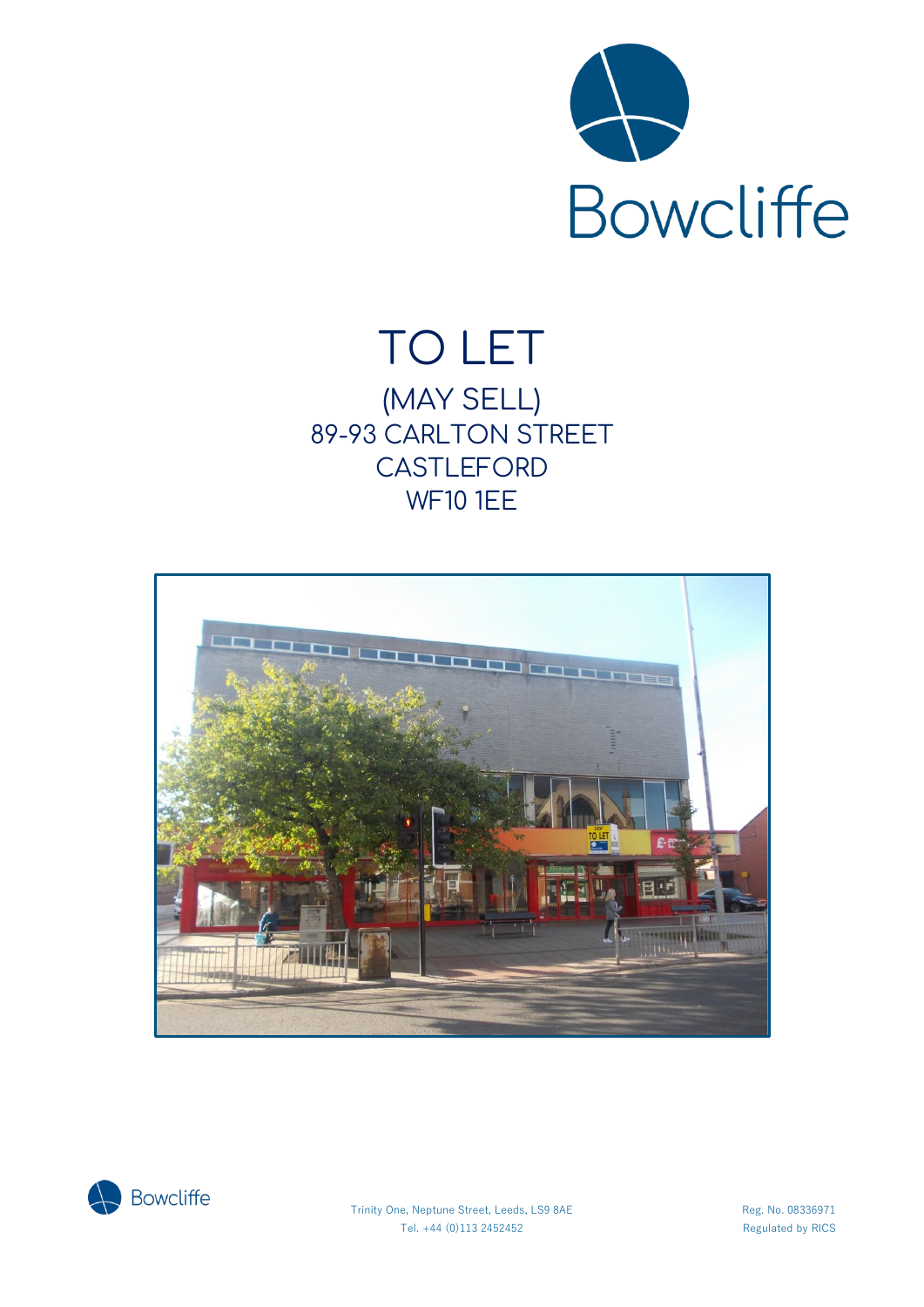Bowcliffe

# TO LET

## (MAY SELL)
## 89-93 CARLTON STREET
## CASTLEFORD
## WF10 1EE

Bowcliffe

Trinity One, Neptune Street, Leeds, LS9 8AE
Tel. +44 (0)113 2452452

Reg. No. 08336971
Regulated by RICS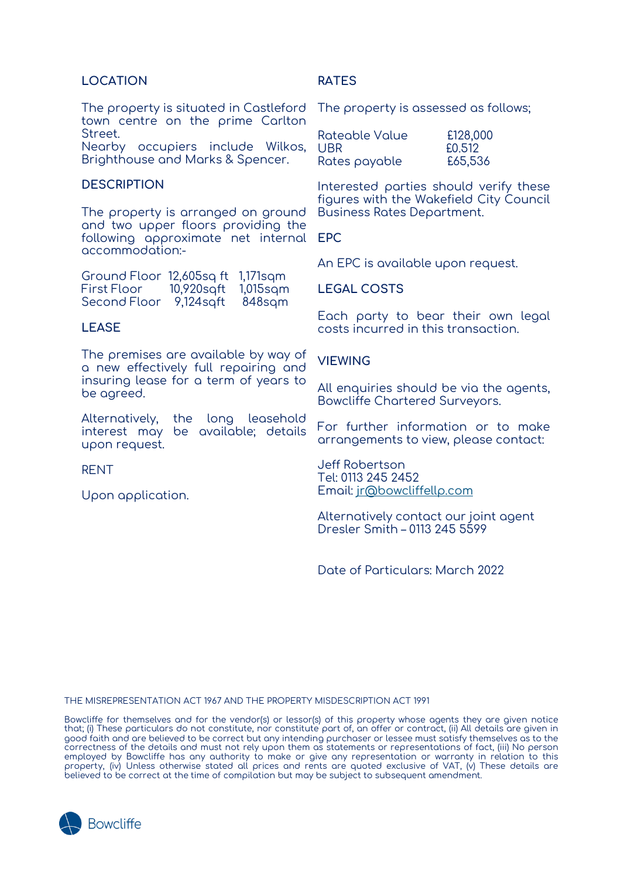## LOCATION

The property is situated in Castleford town centre on the prime Carlton Street.
Nearby occupiers include Wilkos, Brighthouse and Marks & Spencer.

## DESCRIPTION

The property is arranged on ground and two upper floors providing the following approximate net internal accommodation:-

| | | |
|---|---|---|
| Ground Floor | 12,605sq ft | 1,171sqm |
| First Floor | 10,920sqft | 1,015sqm |
| Second Floor | 9,124sqft | 848sqm |

## LEASE

The premises are available by way of a new effectively full repairing and insuring lease for a term of years to be agreed.

Alternatively, the long leasehold interest may be available; details upon request.

## RENT

Upon application.

## RATES

The property is assessed as follows;

| | |
|---|---|
| Rateable Value | £128,000 |
| UBR | £0.512 |
| Rates payable | £65,536 |

Interested parties should verify these figures with the Wakefield City Council Business Rates Department.

## EPC

An EPC is available upon request.

## LEGAL COSTS

Each party to bear their own legal costs incurred in this transaction.

## VIEWING

All enquiries should be via the agents, Bowcliffe Chartered Surveyors.

For further information or to make arrangements to view, please contact:

Jeff Robertson
Tel: 0113 245 2452
Email: jr@bowcliffellp.com

Alternatively contact our joint agent
Dresler Smith – 0113 245 5599

Date of Particulars: March 2022

THE MISREPRESENTATION ACT 1967 AND THE PROPERTY MISDESCRIPTION ACT 1991

Bowcliffe for themselves and for the vendor(s) or lessor(s) of this property whose agents they are given notice that; (i) These particulars do not constitute, nor constitute part of, an offer or contract, (ii) All details are given in good faith and are believed to be correct but any intending purchaser or lessee must satisfy themselves as to the correctness of the details and must not rely upon them as statements or representations of fact, (iii) No person employed by Bowcliffe has any authority to make or give any representation or warranty in relation to this property, (iv) Unless otherwise stated all prices and rents are quoted exclusive of VAT, (v) These details are believed to be correct at the time of compilation but may be subject to subsequent amendment.

Bowcliffe